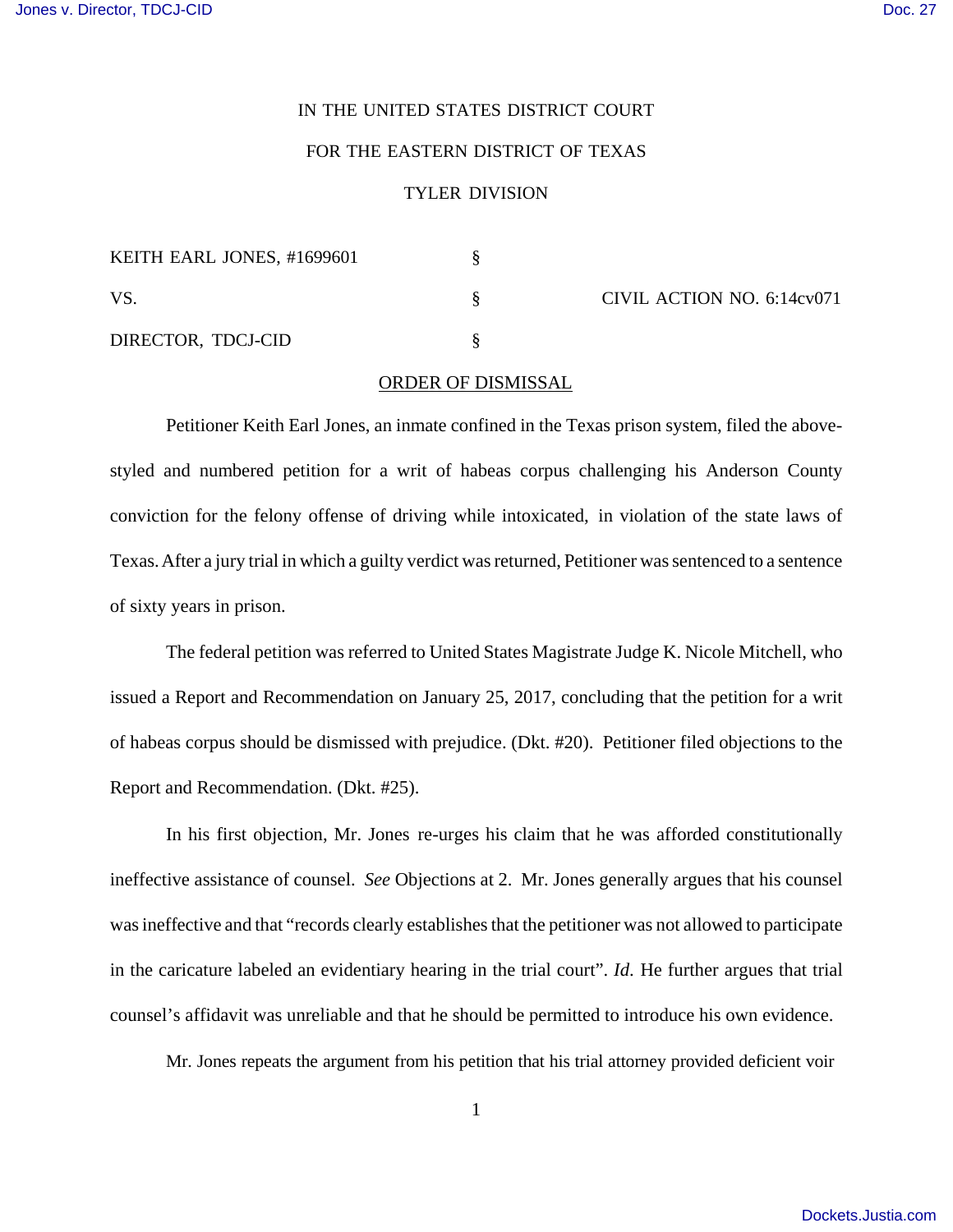IN THE UNITED STATES DISTRICT COURT

FOR THE EASTERN DISTRICT OF TEXAS

TYLER DIVISION

| | | |
|---|---|---|
| KEITH EARL JONES, #1699601 | § | |
| VS. | § | CIVIL ACTION NO. 6:14cv071 |
| DIRECTOR, TDCJ-CID | § | |

ORDER OF DISMISSAL

Petitioner Keith Earl Jones, an inmate confined in the Texas prison system, filed the above-styled and numbered petition for a writ of habeas corpus challenging his Anderson County conviction for the felony offense of driving while intoxicated, in violation of the state laws of Texas. After a jury trial in which a guilty verdict was returned, Petitioner was sentenced to a sentence of sixty years in prison.

The federal petition was referred to United States Magistrate Judge K. Nicole Mitchell, who issued a Report and Recommendation on January 25, 2017, concluding that the petition for a writ of habeas corpus should be dismissed with prejudice. (Dkt. #20). Petitioner filed objections to the Report and Recommendation. (Dkt. #25).

In his first objection, Mr. Jones re-urges his claim that he was afforded constitutionally ineffective assistance of counsel. *See* Objections at 2. Mr. Jones generally argues that his counsel was ineffective and that "records clearly establishes that the petitioner was not allowed to participate in the caricature labeled an evidentiary hearing in the trial court". *Id.* He further argues that trial counsel's affidavit was unreliable and that he should be permitted to introduce his own evidence.

Mr. Jones repeats the argument from his petition that his trial attorney provided deficient voir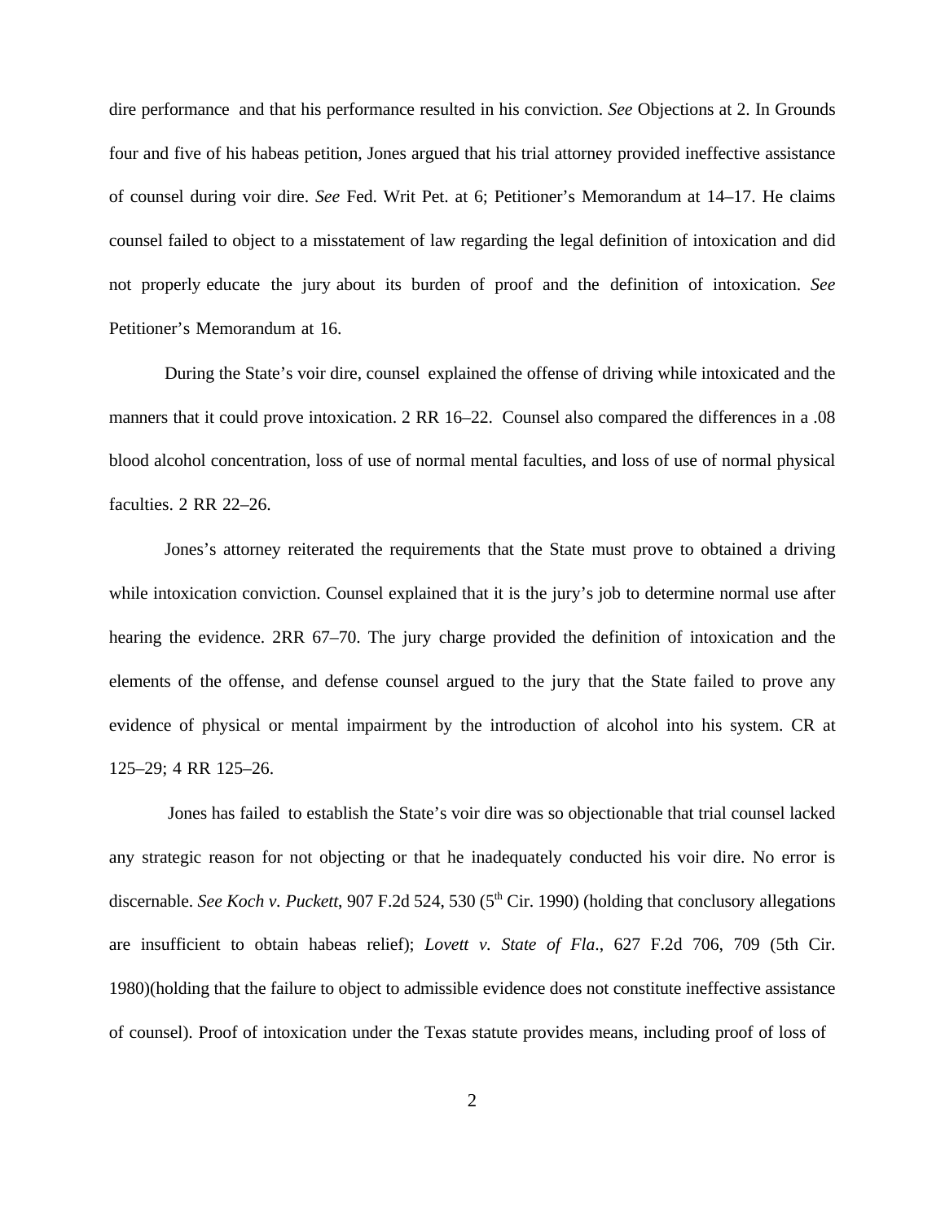dire performance and that his performance resulted in his conviction. *See* Objections at 2. In Grounds four and five of his habeas petition, Jones argued that his trial attorney provided ineffective assistance of counsel during voir dire. *See* Fed. Writ Pet. at 6; Petitioner's Memorandum at 14–17. He claims counsel failed to object to a misstatement of law regarding the legal definition of intoxication and did not properly educate the jury about its burden of proof and the definition of intoxication. *See* Petitioner's Memorandum at 16.

During the State's voir dire, counsel explained the offense of driving while intoxicated and the manners that it could prove intoxication. 2 RR 16–22. Counsel also compared the differences in a .08 blood alcohol concentration, loss of use of normal mental faculties, and loss of use of normal physical faculties. 2 RR 22–26.

Jones's attorney reiterated the requirements that the State must prove to obtained a driving while intoxication conviction. Counsel explained that it is the jury's job to determine normal use after hearing the evidence. 2RR 67–70. The jury charge provided the definition of intoxication and the elements of the offense, and defense counsel argued to the jury that the State failed to prove any evidence of physical or mental impairment by the introduction of alcohol into his system. CR at 125–29; 4 RR 125–26.

Jones has failed to establish the State's voir dire was so objectionable that trial counsel lacked any strategic reason for not objecting or that he inadequately conducted his voir dire. No error is discernable. *See Koch v. Puckett*, 907 F.2d 524, 530 (5th Cir. 1990) (holding that conclusory allegations are insufficient to obtain habeas relief); *Lovett v. State of Fla*., 627 F.2d 706, 709 (5th Cir. 1980)(holding that the failure to object to admissible evidence does not constitute ineffective assistance of counsel). Proof of intoxication under the Texas statute provides means, including proof of loss of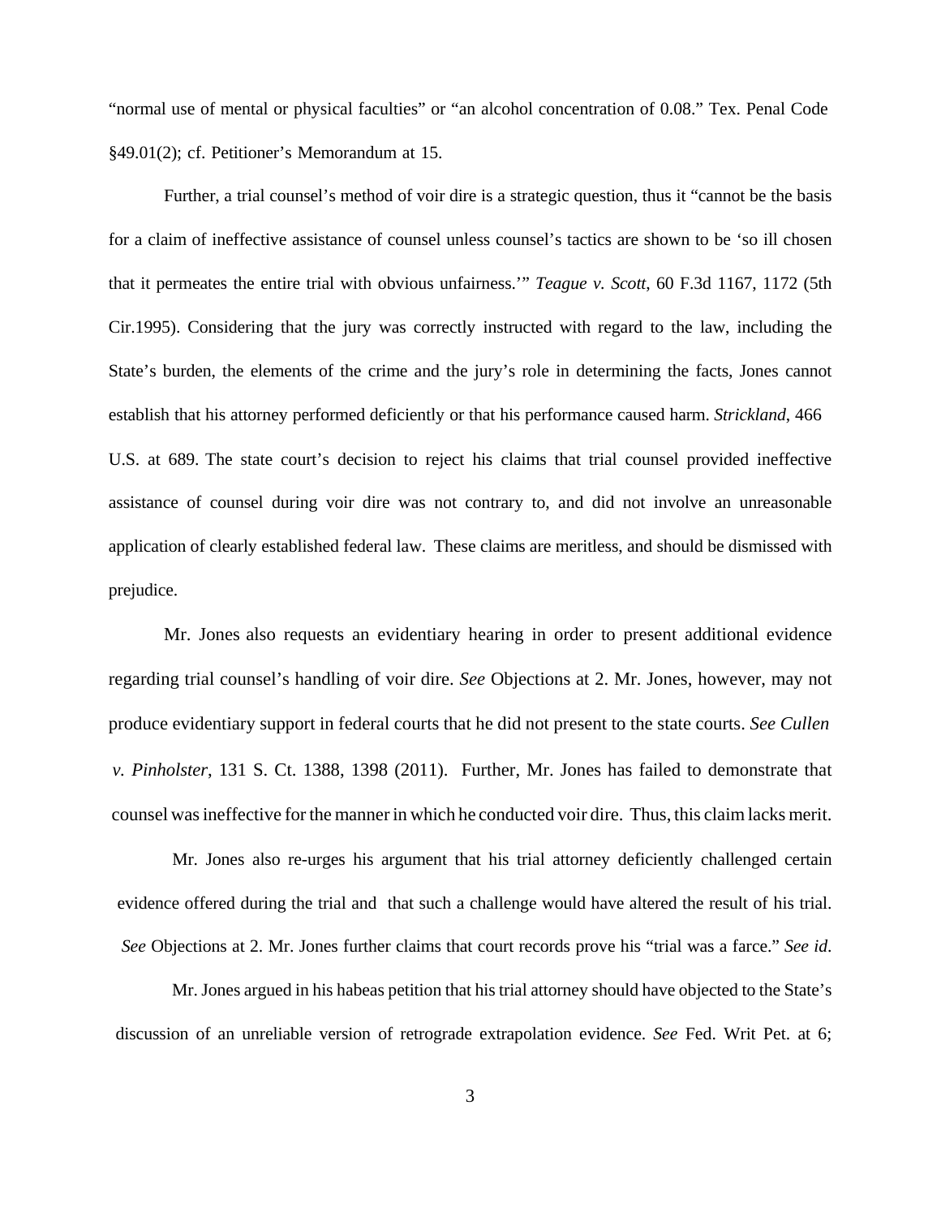"normal use of mental or physical faculties" or "an alcohol concentration of 0.08." Tex. Penal Code §49.01(2); cf. Petitioner's Memorandum at 15.

Further, a trial counsel's method of voir dire is a strategic question, thus it "cannot be the basis for a claim of ineffective assistance of counsel unless counsel's tactics are shown to be 'so ill chosen that it permeates the entire trial with obvious unfairness.'" *Teague v. Scott*, 60 F.3d 1167, 1172 (5th Cir.1995). Considering that the jury was correctly instructed with regard to the law, including the State's burden, the elements of the crime and the jury's role in determining the facts, Jones cannot establish that his attorney performed deficiently or that his performance caused harm. *Strickland*, 466 U.S. at 689. The state court's decision to reject his claims that trial counsel provided ineffective assistance of counsel during voir dire was not contrary to, and did not involve an unreasonable application of clearly established federal law. These claims are meritless, and should be dismissed with prejudice.

Mr. Jones also requests an evidentiary hearing in order to present additional evidence regarding trial counsel's handling of voir dire. *See* Objections at 2. Mr. Jones, however, may not produce evidentiary support in federal courts that he did not present to the state courts. *See Cullen v. Pinholster*, 131 S. Ct. 1388, 1398 (2011). Further, Mr. Jones has failed to demonstrate that counsel was ineffective for the manner in which he conducted voir dire. Thus, this claim lacks merit.

Mr. Jones also re-urges his argument that his trial attorney deficiently challenged certain evidence offered during the trial and that such a challenge would have altered the result of his trial. *See* Objections at 2. Mr. Jones further claims that court records prove his "trial was a farce." *See id.*

Mr. Jones argued in his habeas petition that his trial attorney should have objected to the State's discussion of an unreliable version of retrograde extrapolation evidence. *See* Fed. Writ Pet. at 6;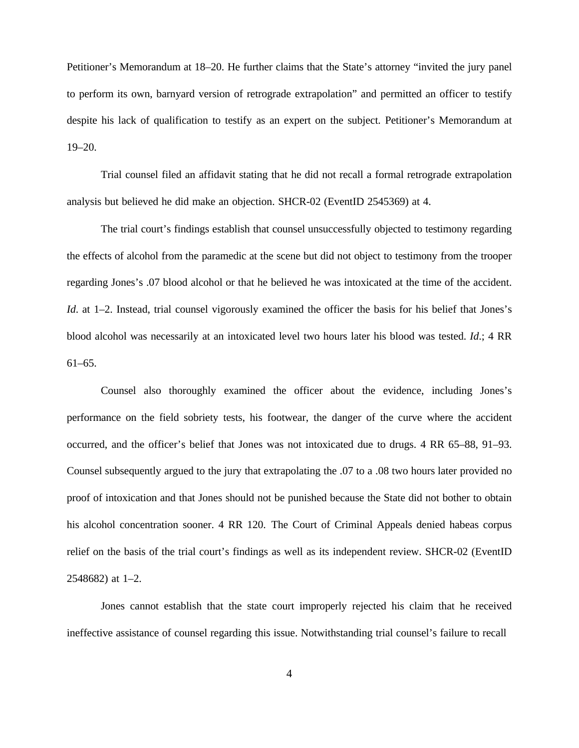Petitioner's Memorandum at 18–20. He further claims that the State's attorney "invited the jury panel to perform its own, barnyard version of retrograde extrapolation" and permitted an officer to testify despite his lack of qualification to testify as an expert on the subject. Petitioner's Memorandum at 19–20.

Trial counsel filed an affidavit stating that he did not recall a formal retrograde extrapolation analysis but believed he did make an objection. SHCR-02 (EventID 2545369) at 4.

The trial court's findings establish that counsel unsuccessfully objected to testimony regarding the effects of alcohol from the paramedic at the scene but did not object to testimony from the trooper regarding Jones's .07 blood alcohol or that he believed he was intoxicated at the time of the accident. *Id*. at 1–2. Instead, trial counsel vigorously examined the officer the basis for his belief that Jones's blood alcohol was necessarily at an intoxicated level two hours later his blood was tested. *Id*.; 4 RR 61–65.

Counsel also thoroughly examined the officer about the evidence, including Jones's performance on the field sobriety tests, his footwear, the danger of the curve where the accident occurred, and the officer's belief that Jones was not intoxicated due to drugs. 4 RR 65–88, 91–93. Counsel subsequently argued to the jury that extrapolating the .07 to a .08 two hours later provided no proof of intoxication and that Jones should not be punished because the State did not bother to obtain his alcohol concentration sooner. 4 RR 120. The Court of Criminal Appeals denied habeas corpus relief on the basis of the trial court's findings as well as its independent review. SHCR-02 (EventID 2548682) at 1–2.

Jones cannot establish that the state court improperly rejected his claim that he received ineffective assistance of counsel regarding this issue. Notwithstanding trial counsel's failure to recall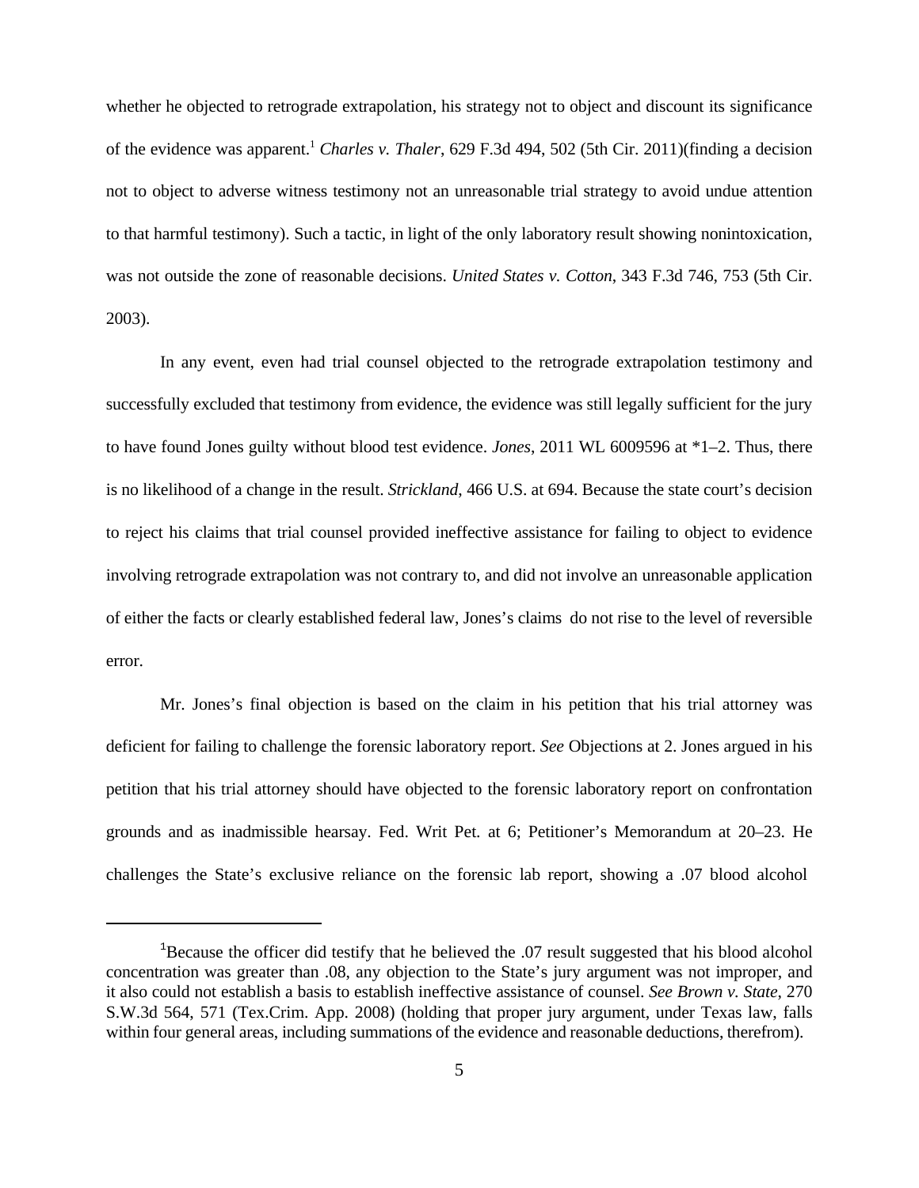whether he objected to retrograde extrapolation, his strategy not to object and discount its significance of the evidence was apparent.[1] *Charles v. Thaler*, 629 F.3d 494, 502 (5th Cir. 2011)(finding a decision not to object to adverse witness testimony not an unreasonable trial strategy to avoid undue attention to that harmful testimony). Such a tactic, in light of the only laboratory result showing nonintoxication, was not outside the zone of reasonable decisions. *United States v. Cotton*, 343 F.3d 746, 753 (5th Cir. 2003).

In any event, even had trial counsel objected to the retrograde extrapolation testimony and successfully excluded that testimony from evidence, the evidence was still legally sufficient for the jury to have found Jones guilty without blood test evidence. *Jones*, 2011 WL 6009596 at *1–2. Thus, there is no likelihood of a change in the result. *Strickland*, 466 U.S. at 694. Because the state court's decision to reject his claims that trial counsel provided ineffective assistance for failing to object to evidence involving retrograde extrapolation was not contrary to, and did not involve an unreasonable application of either the facts or clearly established federal law, Jones's claims do not rise to the level of reversible error.

Mr. Jones's final objection is based on the claim in his petition that his trial attorney was deficient for failing to challenge the forensic laboratory report. *See* Objections at 2. Jones argued in his petition that his trial attorney should have objected to the forensic laboratory report on confrontation grounds and as inadmissible hearsay. Fed. Writ Pet. at 6; Petitioner's Memorandum at 20–23. He challenges the State's exclusive reliance on the forensic lab report, showing a .07 blood alcohol

---

[1] Because the officer did testify that he believed the .07 result suggested that his blood alcohol concentration was greater than .08, any objection to the State's jury argument was not improper, and it also could not establish a basis to establish ineffective assistance of counsel. *See Brown v. State*, 270 S.W.3d 564, 571 (Tex.Crim. App. 2008) (holding that proper jury argument, under Texas law, falls within four general areas, including summations of the evidence and reasonable deductions, therefrom).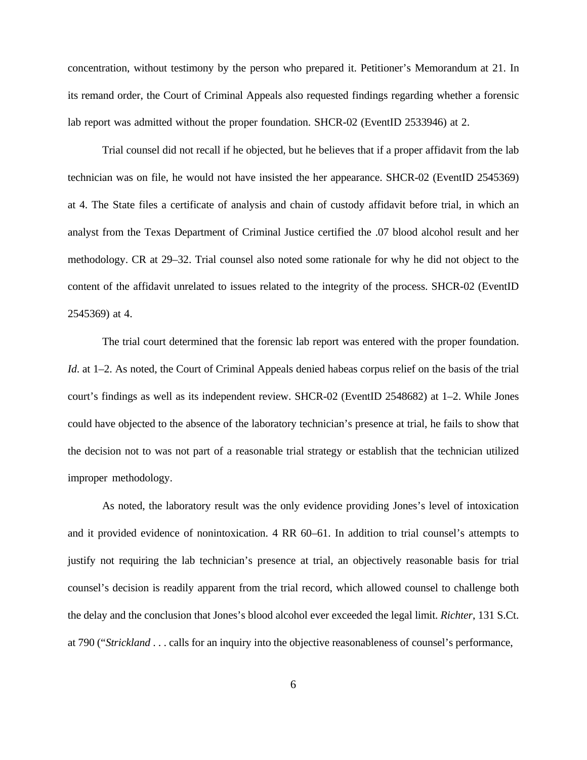concentration, without testimony by the person who prepared it. Petitioner's Memorandum at 21. In its remand order, the Court of Criminal Appeals also requested findings regarding whether a forensic lab report was admitted without the proper foundation. SHCR-02 (EventID 2533946) at 2.

Trial counsel did not recall if he objected, but he believes that if a proper affidavit from the lab technician was on file, he would not have insisted the her appearance. SHCR-02 (EventID 2545369) at 4. The State files a certificate of analysis and chain of custody affidavit before trial, in which an analyst from the Texas Department of Criminal Justice certified the .07 blood alcohol result and her methodology. CR at 29–32. Trial counsel also noted some rationale for why he did not object to the content of the affidavit unrelated to issues related to the integrity of the process. SHCR-02 (EventID 2545369) at 4.

The trial court determined that the forensic lab report was entered with the proper foundation. *Id*. at 1–2. As noted, the Court of Criminal Appeals denied habeas corpus relief on the basis of the trial court's findings as well as its independent review. SHCR-02 (EventID 2548682) at 1–2. While Jones could have objected to the absence of the laboratory technician's presence at trial, he fails to show that the decision not to was not part of a reasonable trial strategy or establish that the technician utilized improper methodology.

As noted, the laboratory result was the only evidence providing Jones's level of intoxication and it provided evidence of nonintoxication. 4 RR 60–61. In addition to trial counsel's attempts to justify not requiring the lab technician's presence at trial, an objectively reasonable basis for trial counsel's decision is readily apparent from the trial record, which allowed counsel to challenge both the delay and the conclusion that Jones's blood alcohol ever exceeded the legal limit. *Richter*, 131 S.Ct. at 790 ("*Strickland* . . . calls for an inquiry into the objective reasonableness of counsel's performance,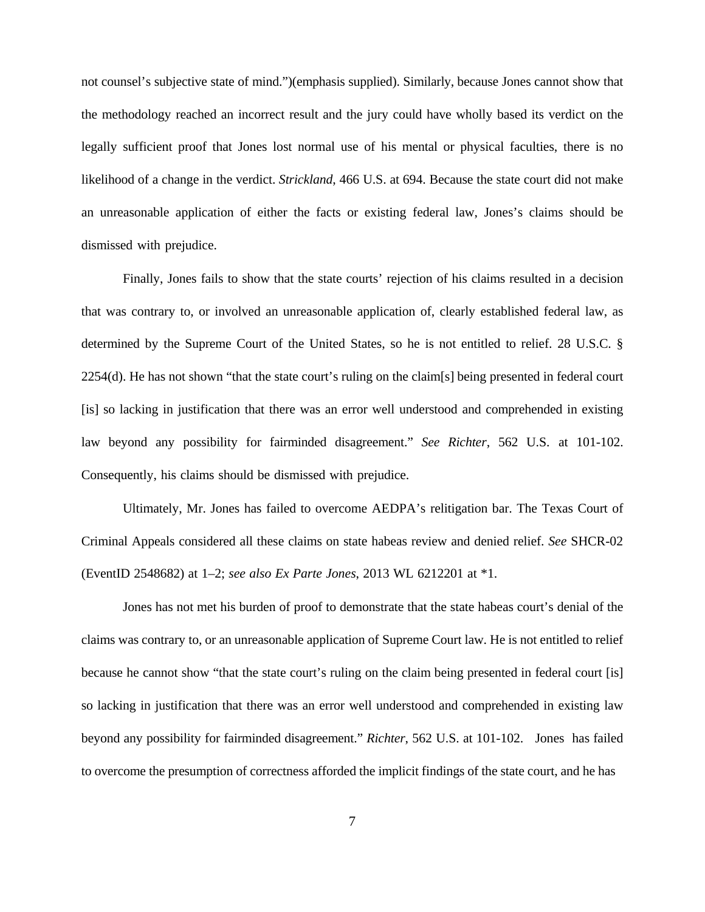not counsel's subjective state of mind.")(emphasis supplied). Similarly, because Jones cannot show that the methodology reached an incorrect result and the jury could have wholly based its verdict on the legally sufficient proof that Jones lost normal use of his mental or physical faculties, there is no likelihood of a change in the verdict. *Strickland*, 466 U.S. at 694. Because the state court did not make an unreasonable application of either the facts or existing federal law, Jones's claims should be dismissed with prejudice.

Finally, Jones fails to show that the state courts' rejection of his claims resulted in a decision that was contrary to, or involved an unreasonable application of, clearly established federal law, as determined by the Supreme Court of the United States, so he is not entitled to relief. 28 U.S.C. § 2254(d). He has not shown "that the state court's ruling on the claim[s] being presented in federal court [is] so lacking in justification that there was an error well understood and comprehended in existing law beyond any possibility for fairminded disagreement." *See Richter*, 562 U.S. at 101-102. Consequently, his claims should be dismissed with prejudice.

Ultimately, Mr. Jones has failed to overcome AEDPA's relitigation bar. The Texas Court of Criminal Appeals considered all these claims on state habeas review and denied relief. *See* SHCR-02 (EventID 2548682) at 1–2; *see also Ex Parte Jones*, 2013 WL 6212201 at *1.

Jones has not met his burden of proof to demonstrate that the state habeas court's denial of the claims was contrary to, or an unreasonable application of Supreme Court law. He is not entitled to relief because he cannot show "that the state court's ruling on the claim being presented in federal court [is] so lacking in justification that there was an error well understood and comprehended in existing law beyond any possibility for fairminded disagreement." *Richter*, 562 U.S. at 101-102. Jones has failed to overcome the presumption of correctness afforded the implicit findings of the state court, and he has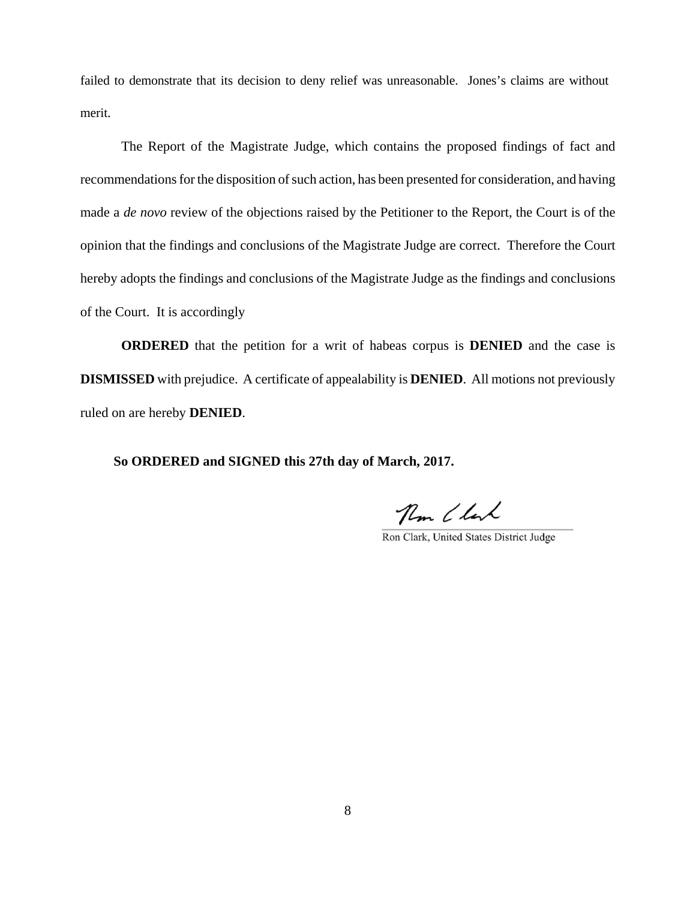failed to demonstrate that its decision to deny relief was unreasonable. Jones's claims are without merit.

The Report of the Magistrate Judge, which contains the proposed findings of fact and recommendations for the disposition of such action, has been presented for consideration, and having made a *de novo* review of the objections raised by the Petitioner to the Report, the Court is of the opinion that the findings and conclusions of the Magistrate Judge are correct. Therefore the Court hereby adopts the findings and conclusions of the Magistrate Judge as the findings and conclusions of the Court. It is accordingly

**ORDERED** that the petition for a writ of habeas corpus is **DENIED** and the case is **DISMISSED** with prejudice. A certificate of appealability is **DENIED**. All motions not previously ruled on are hereby **DENIED**.

**So ORDERED and SIGNED this 27th day of March, 2017.**

Ron Clark, United States District Judge